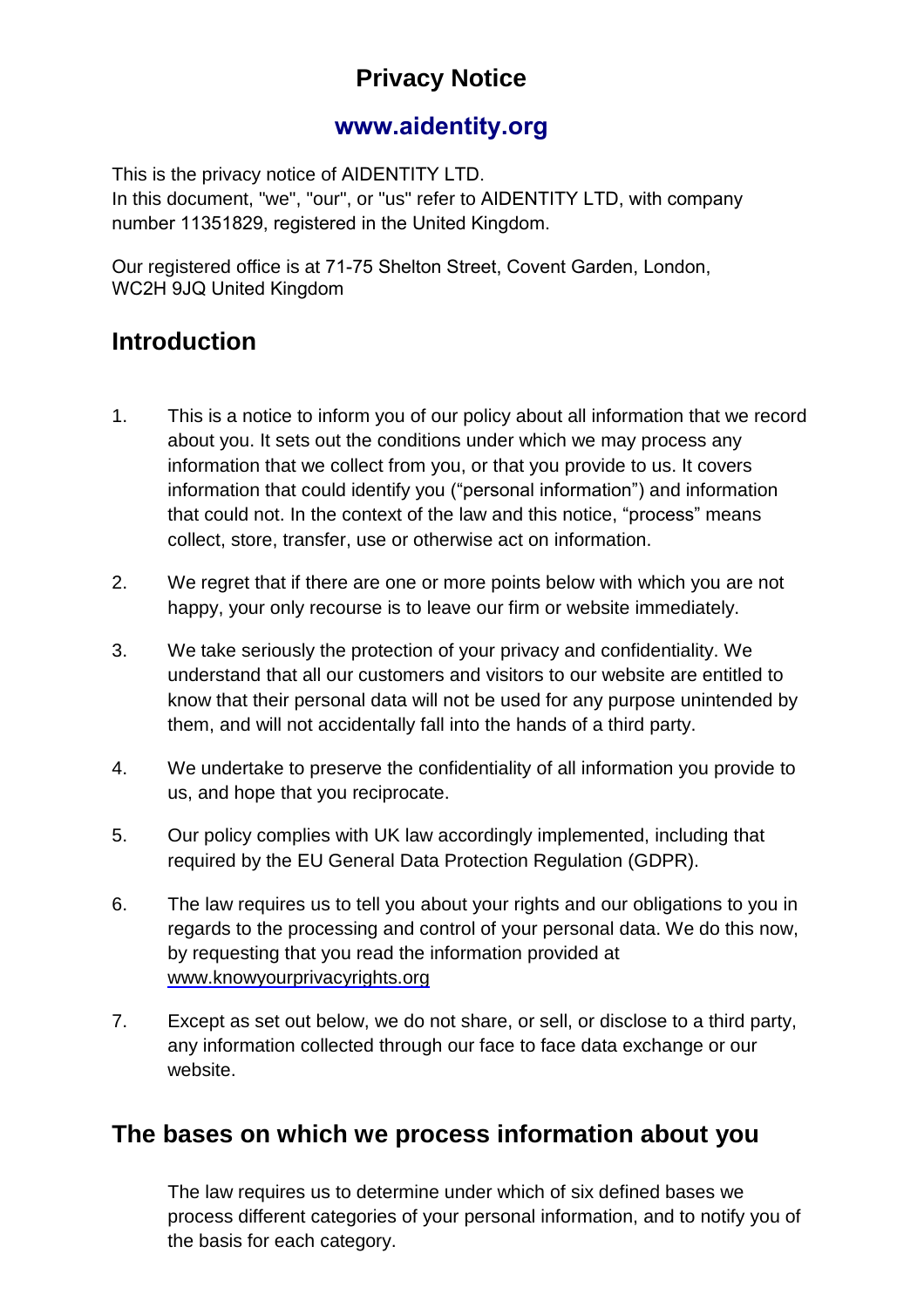# Privacy Notice

## www.aidentity.org

This is the privacy notice of AIDENTITY LTD.
In this document, "we", "our", or "us" refer to AIDENTITY LTD, with company number 11351829, registered in the United Kingdom.

Our registered office is at 71-75 Shelton Street, Covent Garden, London, WC2H 9JQ United Kingdom

## Introduction

1. This is a notice to inform you of our policy about all information that we record about you. It sets out the conditions under which we may process any information that we collect from you, or that you provide to us. It covers information that could identify you (“personal information”) and information that could not. In the context of the law and this notice, “process” means collect, store, transfer, use or otherwise act on information.

2. We regret that if there are one or more points below with which you are not happy, your only recourse is to leave our firm or website immediately.

3. We take seriously the protection of your privacy and confidentiality. We understand that all our customers and visitors to our website are entitled to know that their personal data will not be used for any purpose unintended by them, and will not accidentally fall into the hands of a third party.

4. We undertake to preserve the confidentiality of all information you provide to us, and hope that you reciprocate.

5. Our policy complies with UK law accordingly implemented, including that required by the EU General Data Protection Regulation (GDPR).

6. The law requires us to tell you about your rights and our obligations to you in regards to the processing and control of your personal data. We do this now, by requesting that you read the information provided at www.knowyourprivacyrights.org

7. Except as set out below, we do not share, or sell, or disclose to a third party, any information collected through our face to face data exchange or our website.

## The bases on which we process information about you

The law requires us to determine under which of six defined bases we process different categories of your personal information, and to notify you of the basis for each category.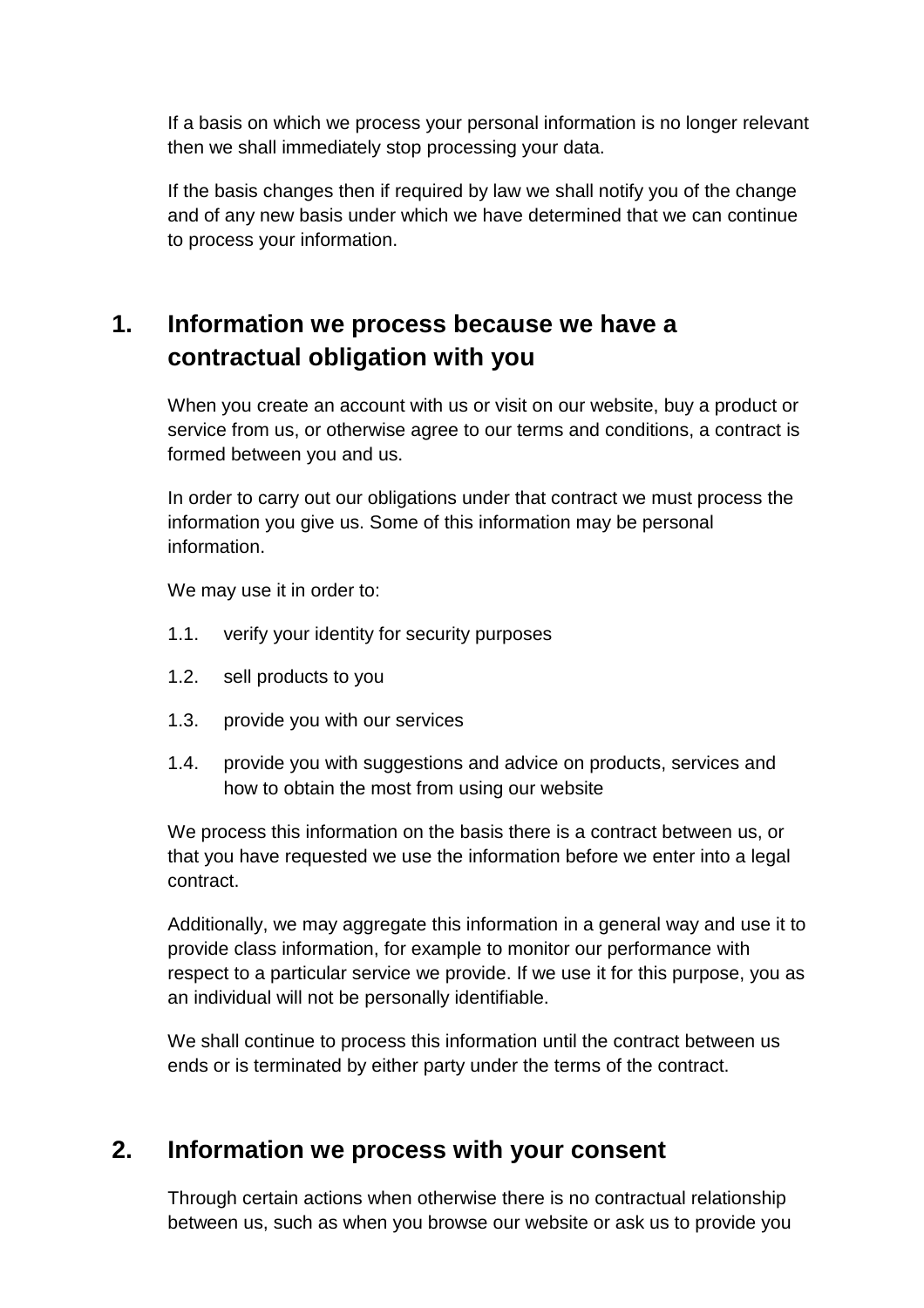If a basis on which we process your personal information is no longer relevant then we shall immediately stop processing your data.

If the basis changes then if required by law we shall notify you of the change and of any new basis under which we have determined that we can continue to process your information.

## 1. Information we process because we have a contractual obligation with you

When you create an account with us or visit on our website, buy a product or service from us, or otherwise agree to our terms and conditions, a contract is formed between you and us.

In order to carry out our obligations under that contract we must process the information you give us. Some of this information may be personal information.

We may use it in order to:

1.1. verify your identity for security purposes

1.2. sell products to you

1.3. provide you with our services

1.4. provide you with suggestions and advice on products, services and how to obtain the most from using our website

We process this information on the basis there is a contract between us, or that you have requested we use the information before we enter into a legal contract.

Additionally, we may aggregate this information in a general way and use it to provide class information, for example to monitor our performance with respect to a particular service we provide. If we use it for this purpose, you as an individual will not be personally identifiable.

We shall continue to process this information until the contract between us ends or is terminated by either party under the terms of the contract.

## 2. Information we process with your consent

Through certain actions when otherwise there is no contractual relationship between us, such as when you browse our website or ask us to provide you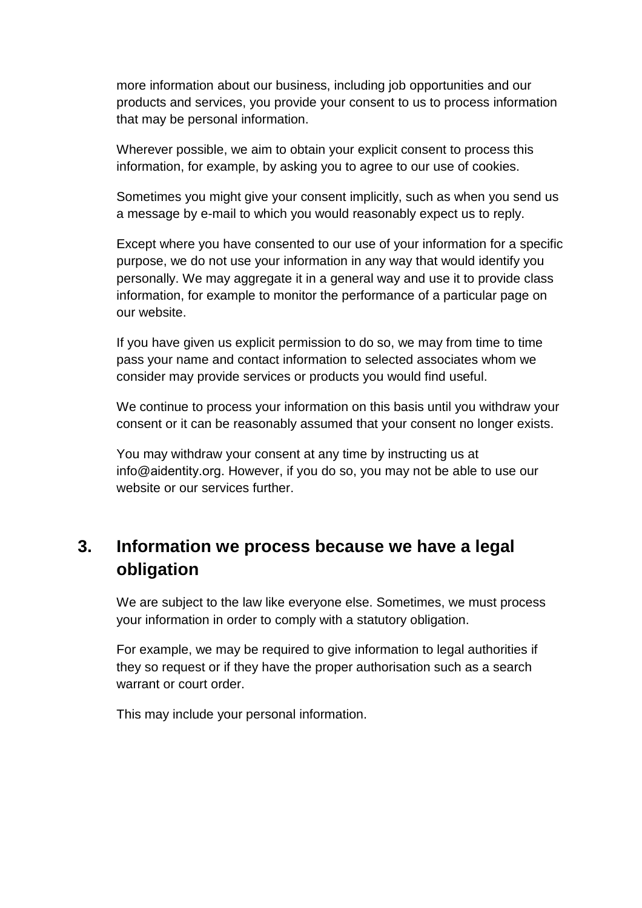more information about our business, including job opportunities and our products and services, you provide your consent to us to process information that may be personal information.

Wherever possible, we aim to obtain your explicit consent to process this information, for example, by asking you to agree to our use of cookies.

Sometimes you might give your consent implicitly, such as when you send us a message by e-mail to which you would reasonably expect us to reply.

Except where you have consented to our use of your information for a specific purpose, we do not use your information in any way that would identify you personally. We may aggregate it in a general way and use it to provide class information, for example to monitor the performance of a particular page on our website.

If you have given us explicit permission to do so, we may from time to time pass your name and contact information to selected associates whom we consider may provide services or products you would find useful.

We continue to process your information on this basis until you withdraw your consent or it can be reasonably assumed that your consent no longer exists.

You may withdraw your consent at any time by instructing us at info@aidentity.org. However, if you do so, you may not be able to use our website or our services further.

## 3. Information we process because we have a legal obligation

We are subject to the law like everyone else. Sometimes, we must process your information in order to comply with a statutory obligation.

For example, we may be required to give information to legal authorities if they so request or if they have the proper authorisation such as a search warrant or court order.

This may include your personal information.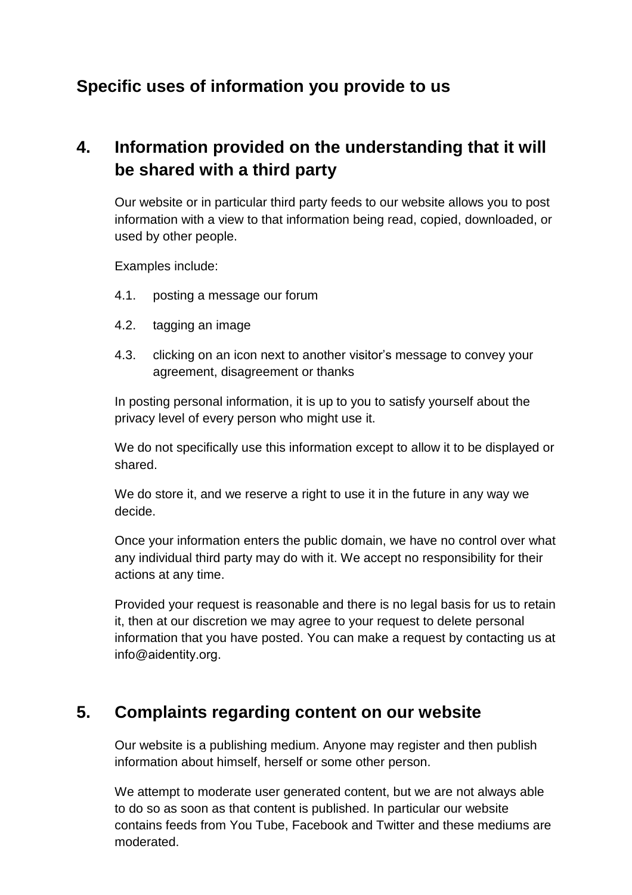## Specific uses of information you provide to us

## 4. Information provided on the understanding that it will be shared with a third party

Our website or in particular third party feeds to our website allows you to post information with a view to that information being read, copied, downloaded, or used by other people.

Examples include:

4.1. posting a message our forum

4.2. tagging an image

4.3. clicking on an icon next to another visitor's message to convey your agreement, disagreement or thanks

In posting personal information, it is up to you to satisfy yourself about the privacy level of every person who might use it.

We do not specifically use this information except to allow it to be displayed or shared.

We do store it, and we reserve a right to use it in the future in any way we decide.

Once your information enters the public domain, we have no control over what any individual third party may do with it. We accept no responsibility for their actions at any time.

Provided your request is reasonable and there is no legal basis for us to retain it, then at our discretion we may agree to your request to delete personal information that you have posted. You can make a request by contacting us at info@aidentity.org.

## 5. Complaints regarding content on our website

Our website is a publishing medium. Anyone may register and then publish information about himself, herself or some other person.

We attempt to moderate user generated content, but we are not always able to do so as soon as that content is published. In particular our website contains feeds from You Tube, Facebook and Twitter and these mediums are moderated.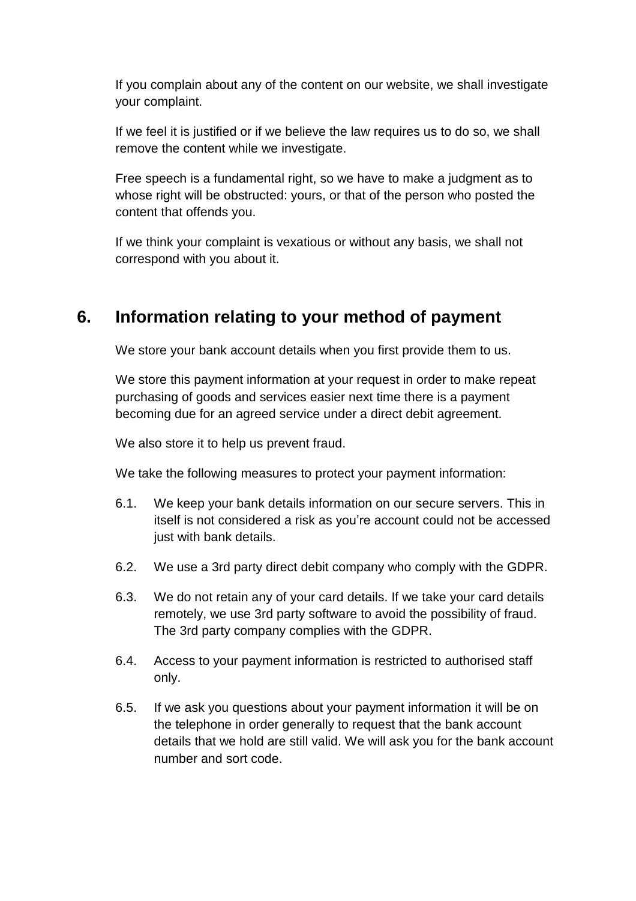If you complain about any of the content on our website, we shall investigate your complaint.

If we feel it is justified or if we believe the law requires us to do so, we shall remove the content while we investigate.

Free speech is a fundamental right, so we have to make a judgment as to whose right will be obstructed: yours, or that of the person who posted the content that offends you.

If we think your complaint is vexatious or without any basis, we shall not correspond with you about it.

## 6. Information relating to your method of payment

We store your bank account details when you first provide them to us.

We store this payment information at your request in order to make repeat purchasing of goods and services easier next time there is a payment becoming due for an agreed service under a direct debit agreement.

We also store it to help us prevent fraud.

We take the following measures to protect your payment information:

6.1. We keep your bank details information on our secure servers. This in itself is not considered a risk as you're account could not be accessed just with bank details.

6.2. We use a 3rd party direct debit company who comply with the GDPR.

6.3. We do not retain any of your card details. If we take your card details remotely, we use 3rd party software to avoid the possibility of fraud. The 3rd party company complies with the GDPR.

6.4. Access to your payment information is restricted to authorised staff only.

6.5. If we ask you questions about your payment information it will be on the telephone in order generally to request that the bank account details that we hold are still valid. We will ask you for the bank account number and sort code.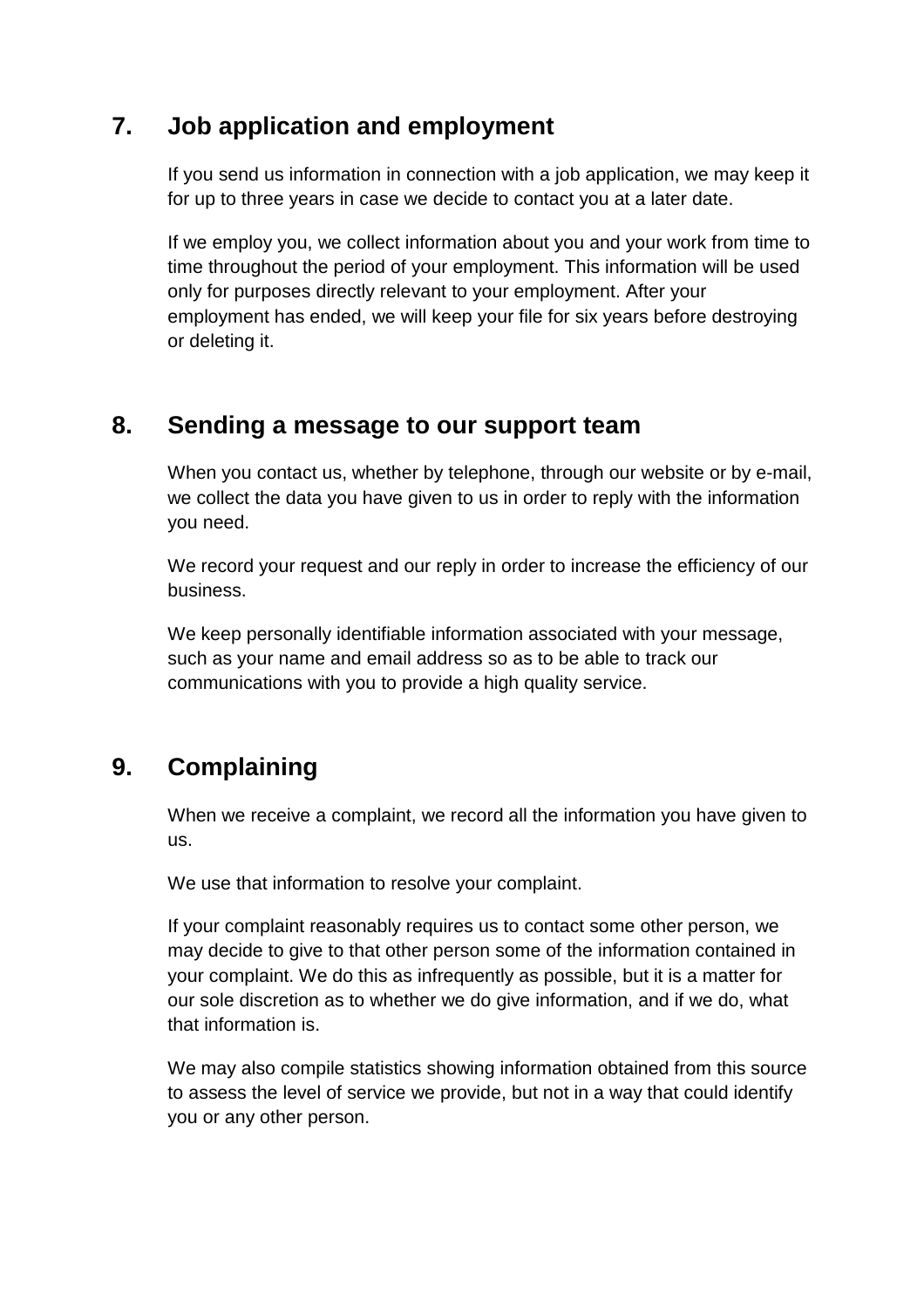## 7. Job application and employment

If you send us information in connection with a job application, we may keep it for up to three years in case we decide to contact you at a later date.

If we employ you, we collect information about you and your work from time to time throughout the period of your employment. This information will be used only for purposes directly relevant to your employment. After your employment has ended, we will keep your file for six years before destroying or deleting it.

## 8. Sending a message to our support team

When you contact us, whether by telephone, through our website or by e-mail, we collect the data you have given to us in order to reply with the information you need.

We record your request and our reply in order to increase the efficiency of our business.

We keep personally identifiable information associated with your message, such as your name and email address so as to be able to track our communications with you to provide a high quality service.

## 9. Complaining

When we receive a complaint, we record all the information you have given to us.

We use that information to resolve your complaint.

If your complaint reasonably requires us to contact some other person, we may decide to give to that other person some of the information contained in your complaint. We do this as infrequently as possible, but it is a matter for our sole discretion as to whether we do give information, and if we do, what that information is.

We may also compile statistics showing information obtained from this source to assess the level of service we provide, but not in a way that could identify you or any other person.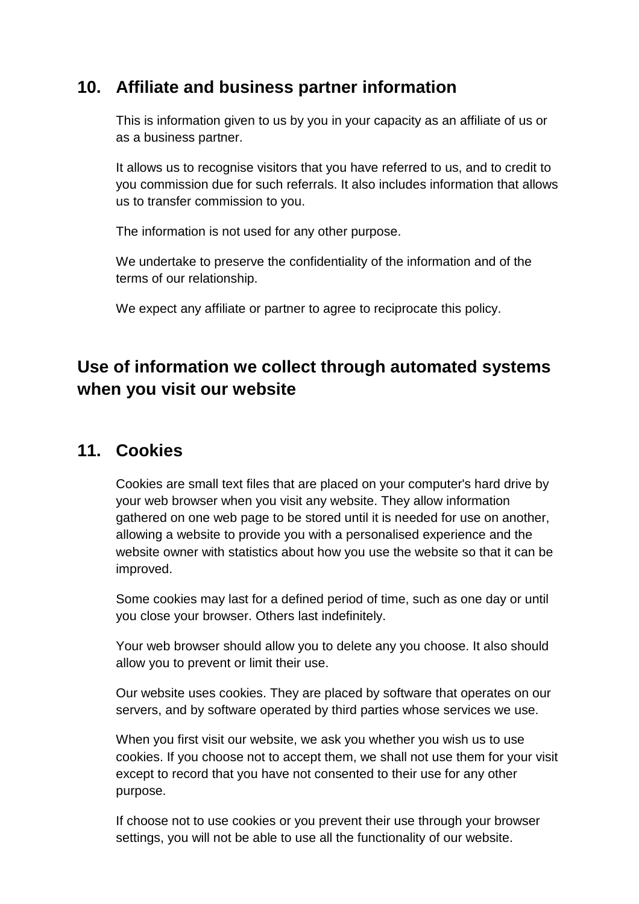## 10. Affiliate and business partner information

This is information given to us by you in your capacity as an affiliate of us or as a business partner.

It allows us to recognise visitors that you have referred to us, and to credit to you commission due for such referrals. It also includes information that allows us to transfer commission to you.

The information is not used for any other purpose.

We undertake to preserve the confidentiality of the information and of the terms of our relationship.

We expect any affiliate or partner to agree to reciprocate this policy.

## Use of information we collect through automated systems when you visit our website

## 11. Cookies

Cookies are small text files that are placed on your computer's hard drive by your web browser when you visit any website. They allow information gathered on one web page to be stored until it is needed for use on another, allowing a website to provide you with a personalised experience and the website owner with statistics about how you use the website so that it can be improved.

Some cookies may last for a defined period of time, such as one day or until you close your browser. Others last indefinitely.

Your web browser should allow you to delete any you choose. It also should allow you to prevent or limit their use.

Our website uses cookies. They are placed by software that operates on our servers, and by software operated by third parties whose services we use.

When you first visit our website, we ask you whether you wish us to use cookies. If you choose not to accept them, we shall not use them for your visit except to record that you have not consented to their use for any other purpose.

If choose not to use cookies or you prevent their use through your browser settings, you will not be able to use all the functionality of our website.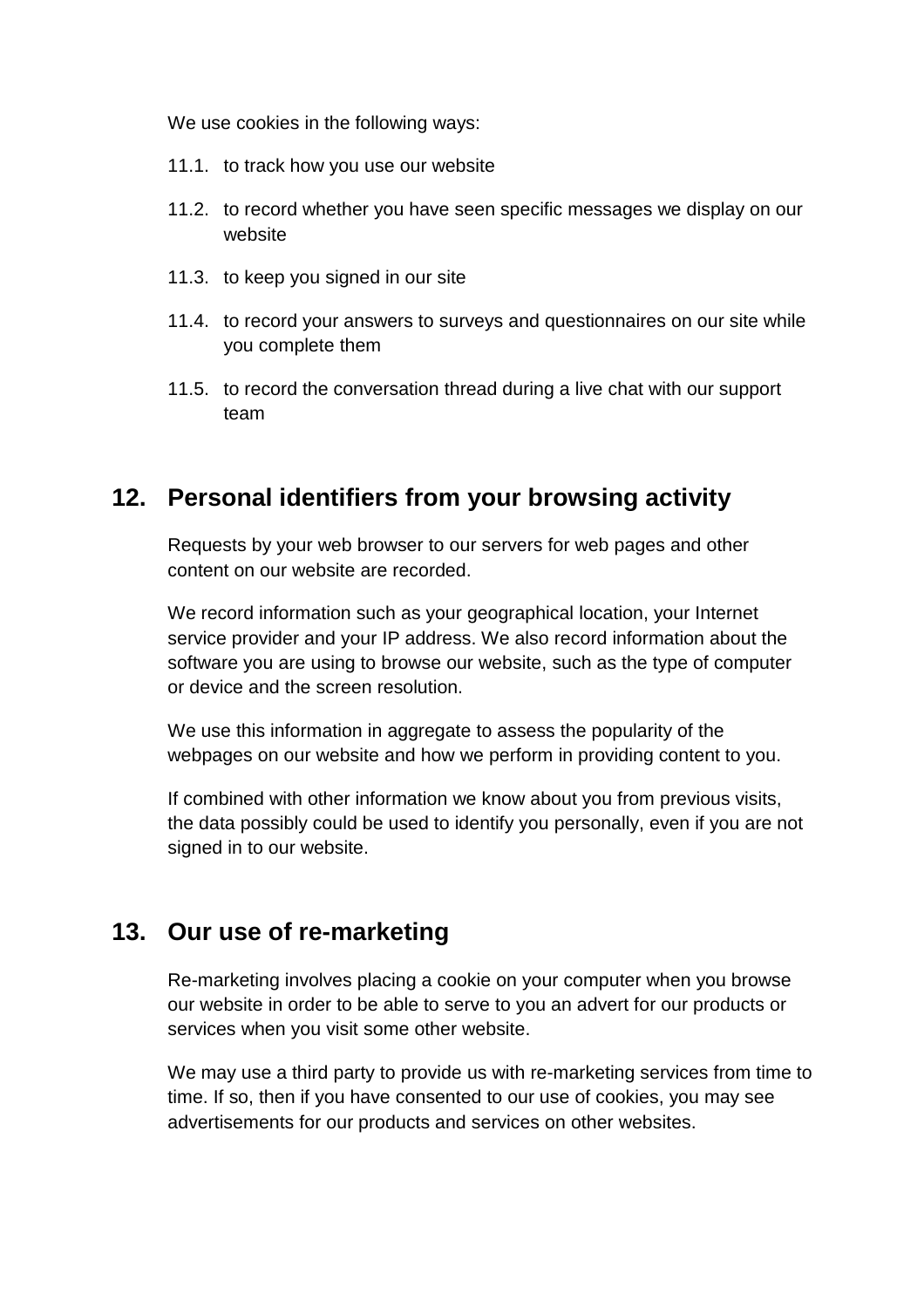We use cookies in the following ways:

11.1. to track how you use our website

11.2. to record whether you have seen specific messages we display on our website

11.3. to keep you signed in our site

11.4. to record your answers to surveys and questionnaires on our site while you complete them

11.5. to record the conversation thread during a live chat with our support team

## 12. Personal identifiers from your browsing activity

Requests by your web browser to our servers for web pages and other content on our website are recorded.

We record information such as your geographical location, your Internet service provider and your IP address. We also record information about the software you are using to browse our website, such as the type of computer or device and the screen resolution.

We use this information in aggregate to assess the popularity of the webpages on our website and how we perform in providing content to you.

If combined with other information we know about you from previous visits, the data possibly could be used to identify you personally, even if you are not signed in to our website.

## 13. Our use of re-marketing

Re-marketing involves placing a cookie on your computer when you browse our website in order to be able to serve to you an advert for our products or services when you visit some other website.

We may use a third party to provide us with re-marketing services from time to time. If so, then if you have consented to our use of cookies, you may see advertisements for our products and services on other websites.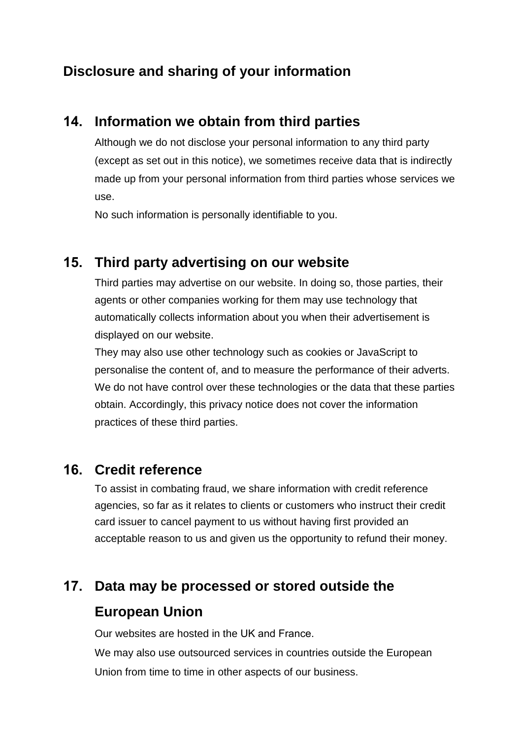## Disclosure and sharing of your information

### 14. Information we obtain from third parties

Although we do not disclose your personal information to any third party (except as set out in this notice), we sometimes receive data that is indirectly made up from your personal information from third parties whose services we use.

No such information is personally identifiable to you.

### 15. Third party advertising on our website

Third parties may advertise on our website. In doing so, those parties, their agents or other companies working for them may use technology that automatically collects information about you when their advertisement is displayed on our website.

They may also use other technology such as cookies or JavaScript to personalise the content of, and to measure the performance of their adverts. We do not have control over these technologies or the data that these parties obtain. Accordingly, this privacy notice does not cover the information practices of these third parties.

### 16. Credit reference

To assist in combating fraud, we share information with credit reference agencies, so far as it relates to clients or customers who instruct their credit card issuer to cancel payment to us without having first provided an acceptable reason to us and given us the opportunity to refund their money.

### 17. Data may be processed or stored outside the European Union

Our websites are hosted in the UK and France.

We may also use outsourced services in countries outside the European Union from time to time in other aspects of our business.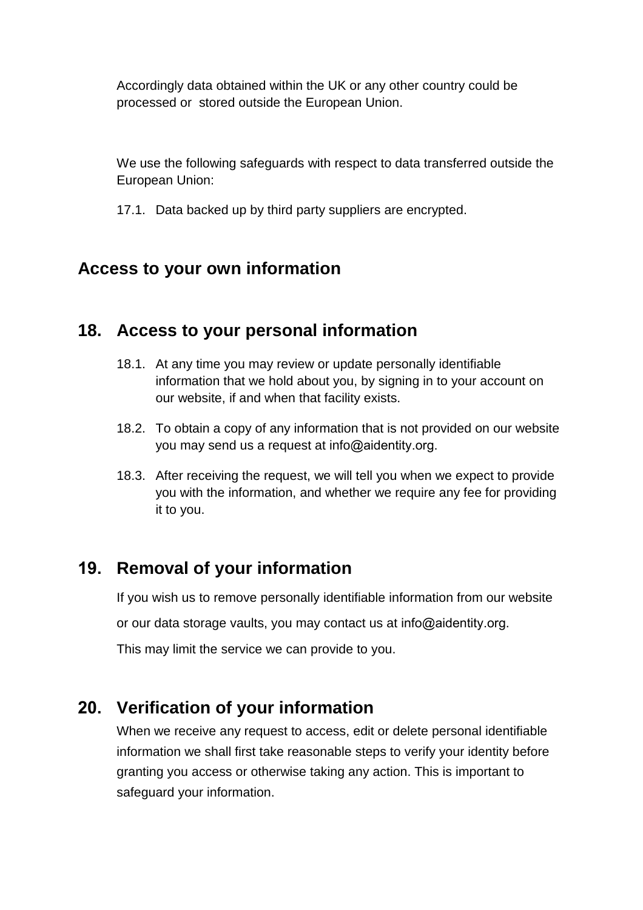Accordingly data obtained within the UK or any other country could be processed or stored outside the European Union.

We use the following safeguards with respect to data transferred outside the European Union:

17.1. Data backed up by third party suppliers are encrypted.

## Access to your own information

## 18. Access to your personal information

18.1. At any time you may review or update personally identifiable information that we hold about you, by signing in to your account on our website, if and when that facility exists.

18.2. To obtain a copy of any information that is not provided on our website you may send us a request at info@aidentity.org.

18.3. After receiving the request, we will tell you when we expect to provide you with the information, and whether we require any fee for providing it to you.

## 19. Removal of your information

If you wish us to remove personally identifiable information from our website or our data storage vaults, you may contact us at info@aidentity.org.

This may limit the service we can provide to you.

## 20. Verification of your information

When we receive any request to access, edit or delete personal identifiable information we shall first take reasonable steps to verify your identity before granting you access or otherwise taking any action. This is important to safeguard your information.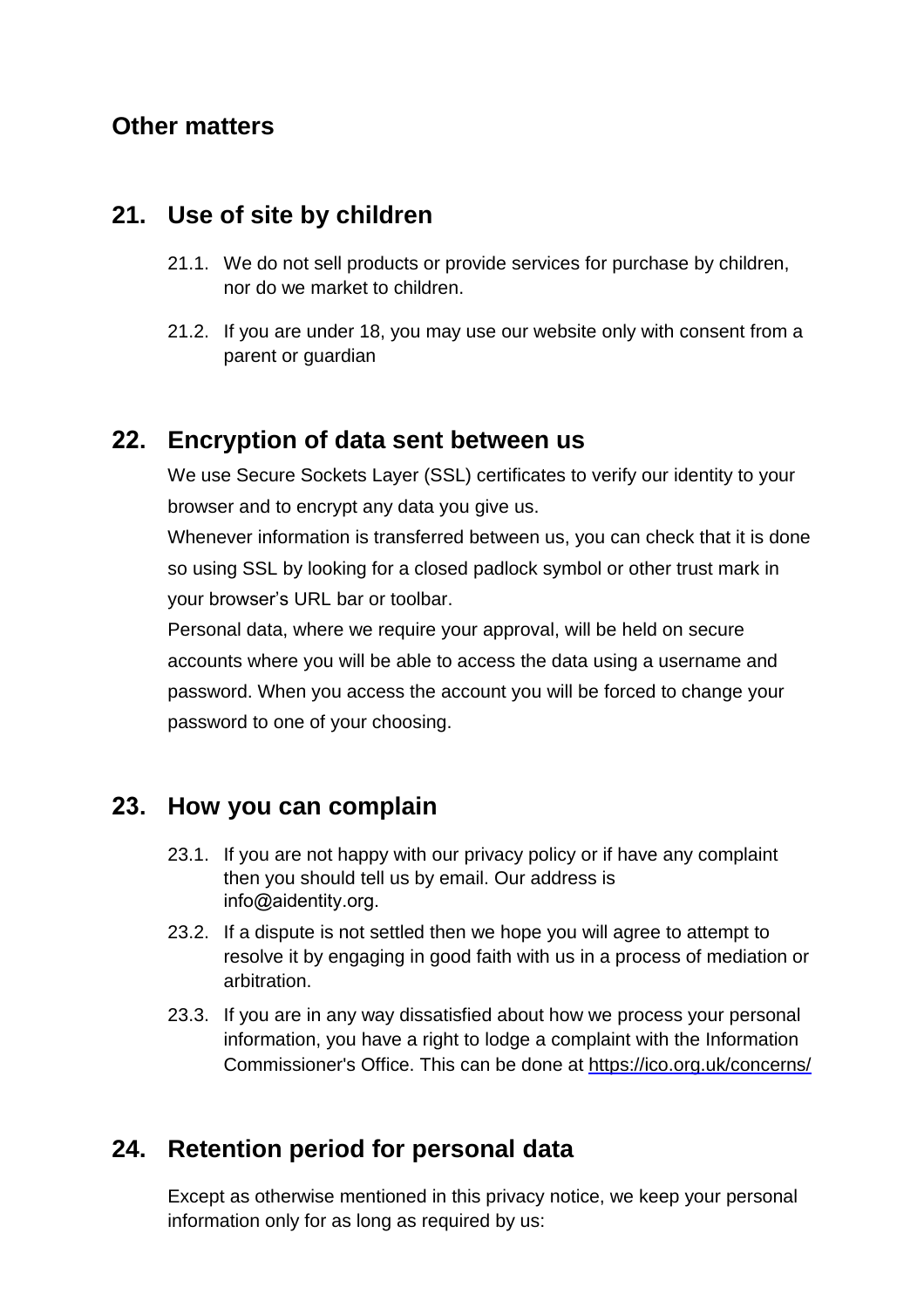## Other matters

## 21. Use of site by children

21.1. We do not sell products or provide services for purchase by children, nor do we market to children.

21.2. If you are under 18, you may use our website only with consent from a parent or guardian

## 22. Encryption of data sent between us

We use Secure Sockets Layer (SSL) certificates to verify our identity to your browser and to encrypt any data you give us.

Whenever information is transferred between us, you can check that it is done so using SSL by looking for a closed padlock symbol or other trust mark in your browser's URL bar or toolbar.

Personal data, where we require your approval, will be held on secure accounts where you will be able to access the data using a username and password. When you access the account you will be forced to change your password to one of your choosing.

## 23. How you can complain

23.1. If you are not happy with our privacy policy or if have any complaint then you should tell us by email. Our address is info@aidentity.org.

23.2. If a dispute is not settled then we hope you will agree to attempt to resolve it by engaging in good faith with us in a process of mediation or arbitration.

23.3. If you are in any way dissatisfied about how we process your personal information, you have a right to lodge a complaint with the Information Commissioner's Office. This can be done at https://ico.org.uk/concerns/

## 24. Retention period for personal data

Except as otherwise mentioned in this privacy notice, we keep your personal information only for as long as required by us: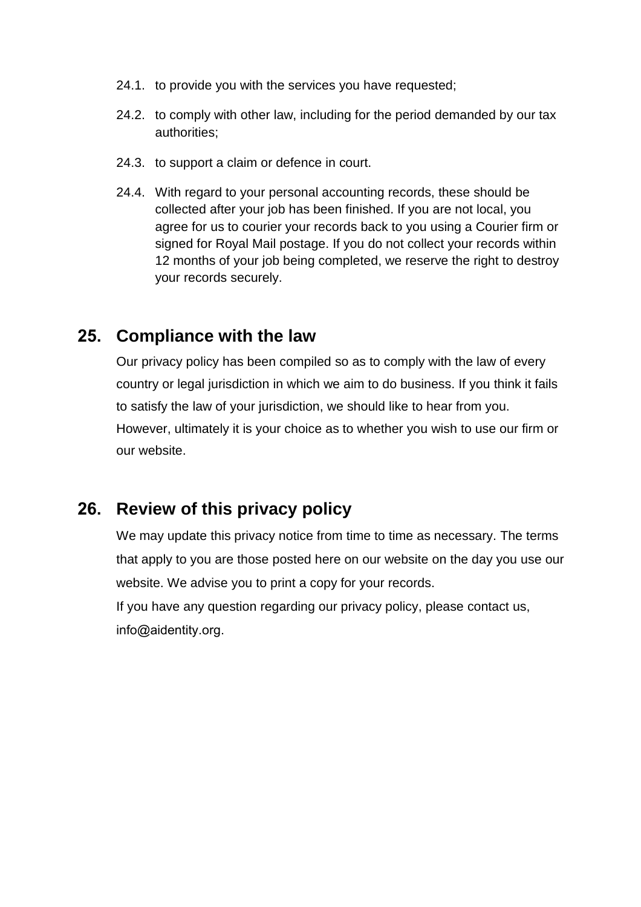24.1. to provide you with the services you have requested;

24.2. to comply with other law, including for the period demanded by our tax authorities;

24.3. to support a claim or defence in court.

24.4. With regard to your personal accounting records, these should be collected after your job has been finished. If you are not local, you agree for us to courier your records back to you using a Courier firm or signed for Royal Mail postage. If you do not collect your records within 12 months of your job being completed, we reserve the right to destroy your records securely.

## 25. Compliance with the law

Our privacy policy has been compiled so as to comply with the law of every country or legal jurisdiction in which we aim to do business. If you think it fails to satisfy the law of your jurisdiction, we should like to hear from you. However, ultimately it is your choice as to whether you wish to use our firm or our website.

## 26. Review of this privacy policy

We may update this privacy notice from time to time as necessary. The terms that apply to you are those posted here on our website on the day you use our website. We advise you to print a copy for your records.

If you have any question regarding our privacy policy, please contact us, info@aidentity.org.